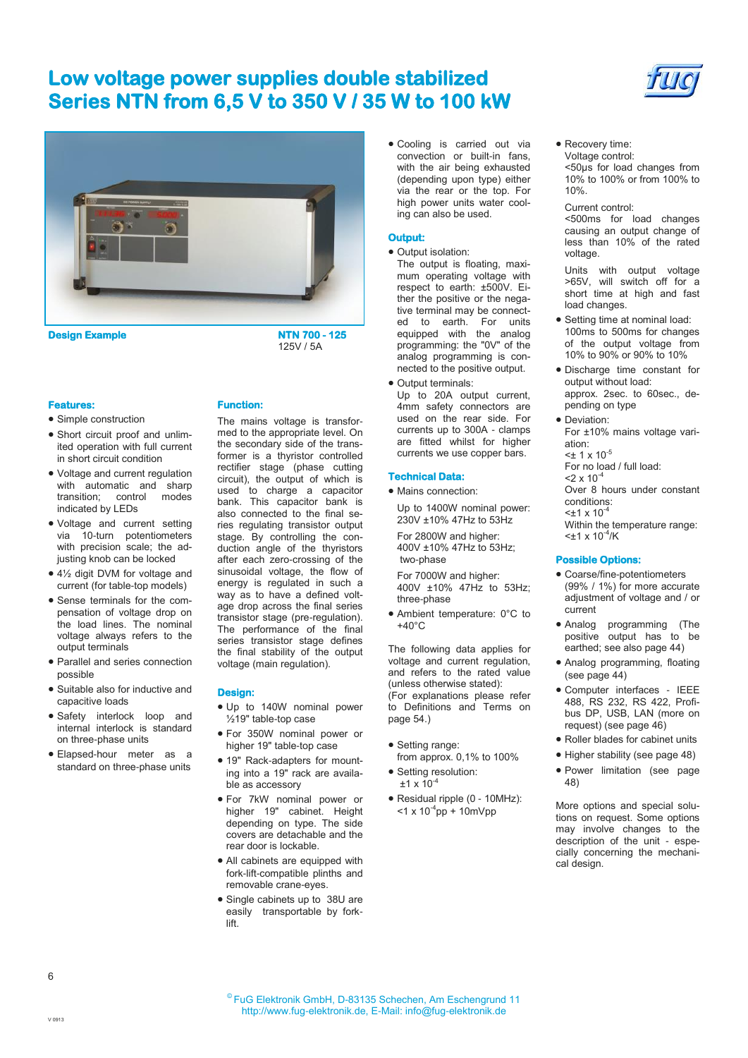# Low voltage power supplies double stabilized
# Series NTN from 6,5 V to 350 V / 35 W to 100 kW

**Design Example**

**NTN 700 - 125**
125V / 5A

## Features:

- Simple construction
- Short circuit proof and unlimited operation with full current in short circuit condition
- Voltage and current regulation with automatic and sharp transition; control modes indicated by LEDs
- Voltage and current setting via 10-turn potentiometers with precision scale; the adjusting knob can be locked
- 4½ digit DVM for voltage and current (for table-top models)
- Sense terminals for the compensation of voltage drop on the load lines. The nominal voltage always refers to the output terminals
- Parallel and series connection possible
- Suitable also for inductive and capacitive loads
- Safety interlock loop and internal interlock is standard on three-phase units
- Elapsed-hour meter as a standard on three-phase units

## Function:

The mains voltage is transformed to the appropriate level. On the secondary side of the transformer is a thyristor controlled rectifier stage (phase cutting circuit), the output of which is used to charge a capacitor bank. This capacitor bank is also connected to the final series regulating transistor output stage. By controlling the conduction angle of the thyristors after each zero-crossing of the sinusoidal voltage, the flow of energy is regulated in such a way as to have a defined voltage drop across the final series transistor stage (pre-regulation). The performance of the final series transistor stage defines the final stability of the output voltage (main regulation).

## Design:

- Up to 140W nominal power ½19" table-top case
- For 350W nominal power or higher 19" table-top case
- 19" Rack-adapters for mounting into a 19" rack are available as accessory
- For 7kW nominal power or higher 19" cabinet. Height depending on type. The side covers are detachable and the rear door is lockable.
- All cabinets are equipped with fork-lift-compatible plinths and removable crane-eyes.
- Single cabinets up to 38U are easily transportable by fork-lift.
- Cooling is carried out via convection or built-in fans, with the air being exhausted (depending upon type) either via the rear or the top. For high power units water cooling can also be used.

## Output:

- Output isolation:
  The output is floating, maximum operating voltage with respect to earth: ±500V. Either the positive or the negative terminal may be connected to earth. For units equipped with the analog programming: the "0V" of the analog programming is connected to the positive output.
- Output terminals:
  Up to 20A output current, 4mm safety connectors are used on the rear side. For currents up to 300A - clamps are fitted whilst for higher currents we use copper bars.

## Technical Data:

- Mains connection:

  Up to 1400W nominal power: 230V ±10% 47Hz to 53Hz

  For 2800W and higher: 400V ±10% 47Hz to 53Hz; two-phase

  For 7000W and higher: 400V ±10% 47Hz to 53Hz; three-phase
- Ambient temperature: 0°C to +40°C

The following data applies for voltage and current regulation, and refers to the rated value (unless otherwise stated):
(For explanations please refer to Definitions and Terms on page 54.)

- Setting range:
  from approx. 0,1% to 100%
- Setting resolution:
  $\pm 1 \times 10^{-4}$
- Residual ripple (0 - 10MHz):
  $<1 \times 10^{-4}$pp + 10mVpp
- Recovery time:
  Voltage control:
  <50µs for load changes from 10% to 100% or from 100% to 10%.

  Current control:
  <500ms for load changes causing an output change of less than 10% of the rated voltage.

  Units with output voltage >65V, will switch off for a short time at high and fast load changes.
- Setting time at nominal load:
  100ms to 500ms for changes of the output voltage from 10% to 90% or 90% to 10%
- Discharge time constant for output without load:
  approx. 2sec. to 60sec., depending on type
- Deviation:
  For ±10% mains voltage variation:
  $<\pm 1 \times 10^{-5}$
  For no load / full load:
  $<2 \times 10^{-4}$
  Over 8 hours under constant conditions:
  $<\pm 1 \times 10^{-4}$
  Within the temperature range:
  $<\pm 1 \times 10^{-4}$/K

## Possible Options:

- Coarse/fine-potentiometers (99% / 1%) for more accurate adjustment of voltage and / or current
- Analog programming (The positive output has to be earthed; see also page 44)
- Analog programming, floating (see page 44)
- Computer interfaces - IEEE 488, RS 232, RS 422, Profibus DP, USB, LAN (more on request) (see page 46)
- Roller blades for cabinet units
- Higher stability (see page 48)
- Power limitation (see page 48)

More options and special solutions on request. Some options may involve changes to the description of the unit - especially concerning the mechanical design.

© FuG Elektronik GmbH, D-83135 Schechen, Am Eschengrund 11
http://www.fug-elektronik.de, E-Mail: info@fug-elektronik.de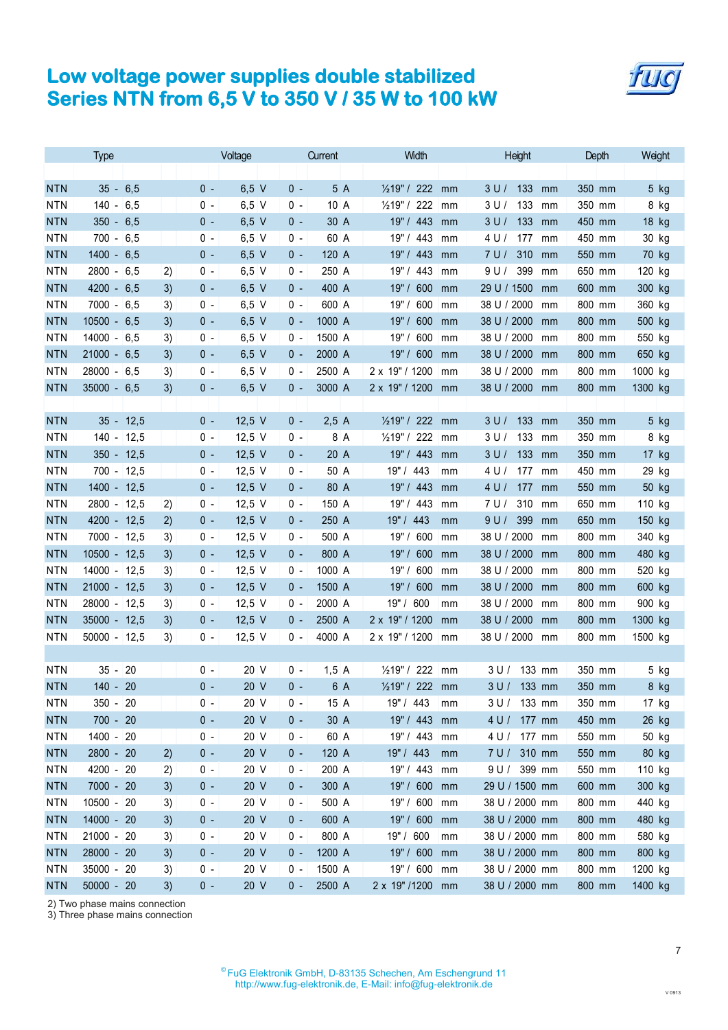# Low voltage power supplies double stabilized
# Series NTN from 6,5 V to 350 V / 35 W to 100 kW

| Type | | Voltage | Current | Width | Height | Depth | Weight |
|---|---|---|---|---|---|---|---|
| NTN 35 - 6,5 | | 0 - 6,5 V | 0 - 5 A | ½19" / 222 mm | 3 U / 133 mm | 350 mm | 5 kg |
| NTN 140 - 6,5 | | 0 - 6,5 V | 0 - 10 A | ½19" / 222 mm | 3 U / 133 mm | 350 mm | 8 kg |
| NTN 350 - 6,5 | | 0 - 6,5 V | 0 - 30 A | 19" / 443 mm | 3 U / 133 mm | 450 mm | 18 kg |
| NTN 700 - 6,5 | | 0 - 6,5 V | 0 - 60 A | 19" / 443 mm | 4 U / 177 mm | 450 mm | 30 kg |
| NTN 1400 - 6,5 | | 0 - 6,5 V | 0 - 120 A | 19" / 443 mm | 7 U / 310 mm | 550 mm | 70 kg |
| NTN 2800 - 6,5 | 2) | 0 - 6,5 V | 0 - 250 A | 19" / 443 mm | 9 U / 399 mm | 650 mm | 120 kg |
| NTN 4200 - 6,5 | 3) | 0 - 6,5 V | 0 - 400 A | 19" / 600 mm | 29 U / 1500 mm | 600 mm | 300 kg |
| NTN 7000 - 6,5 | 3) | 0 - 6,5 V | 0 - 600 A | 19" / 600 mm | 38 U / 2000 mm | 800 mm | 360 kg |
| NTN 10500 - 6,5 | 3) | 0 - 6,5 V | 0 - 1000 A | 19" / 600 mm | 38 U / 2000 mm | 800 mm | 500 kg |
| NTN 14000 - 6,5 | 3) | 0 - 6,5 V | 0 - 1500 A | 19" / 600 mm | 38 U / 2000 mm | 800 mm | 550 kg |
| NTN 21000 - 6,5 | 3) | 0 - 6,5 V | 0 - 2000 A | 19" / 600 mm | 38 U / 2000 mm | 800 mm | 650 kg |
| NTN 28000 - 6,5 | 3) | 0 - 6,5 V | 0 - 2500 A | 2 x 19" / 1200 mm | 38 U / 2000 mm | 800 mm | 1000 kg |
| NTN 35000 - 6,5 | 3) | 0 - 6,5 V | 0 - 3000 A | 2 x 19" / 1200 mm | 38 U / 2000 mm | 800 mm | 1300 kg |
| | | | | | | | |
| NTN 35 - 12,5 | | 0 - 12,5 V | 0 - 2,5 A | ½19" / 222 mm | 3 U / 133 mm | 350 mm | 5 kg |
| NTN 140 - 12,5 | | 0 - 12,5 V | 0 - 8 A | ½19" / 222 mm | 3 U / 133 mm | 350 mm | 8 kg |
| NTN 350 - 12,5 | | 0 - 12,5 V | 0 - 20 A | 19" / 443 mm | 3 U / 133 mm | 350 mm | 17 kg |
| NTN 700 - 12,5 | | 0 - 12,5 V | 0 - 50 A | 19" / 443 mm | 4 U / 177 mm | 450 mm | 29 kg |
| NTN 1400 - 12,5 | | 0 - 12,5 V | 0 - 80 A | 19" / 443 mm | 4 U / 177 mm | 550 mm | 50 kg |
| NTN 2800 - 12,5 | 2) | 0 - 12,5 V | 0 - 150 A | 19" / 443 mm | 7 U / 310 mm | 650 mm | 110 kg |
| NTN 4200 - 12,5 | 2) | 0 - 12,5 V | 0 - 250 A | 19" / 443 mm | 9 U / 399 mm | 650 mm | 150 kg |
| NTN 7000 - 12,5 | 3) | 0 - 12,5 V | 0 - 500 A | 19" / 600 mm | 38 U / 2000 mm | 800 mm | 340 kg |
| NTN 10500 - 12,5 | 3) | 0 - 12,5 V | 0 - 800 A | 19" / 600 mm | 38 U / 2000 mm | 800 mm | 480 kg |
| NTN 14000 - 12,5 | 3) | 0 - 12,5 V | 0 - 1000 A | 19" / 600 mm | 38 U / 2000 mm | 800 mm | 520 kg |
| NTN 21000 - 12,5 | 3) | 0 - 12,5 V | 0 - 1500 A | 19" / 600 mm | 38 U / 2000 mm | 800 mm | 600 kg |
| NTN 28000 - 12,5 | 3) | 0 - 12,5 V | 0 - 2000 A | 19" / 600 mm | 38 U / 2000 mm | 800 mm | 900 kg |
| NTN 35000 - 12,5 | 3) | 0 - 12,5 V | 0 - 2500 A | 2 x 19" / 1200 mm | 38 U / 2000 mm | 800 mm | 1300 kg |
| NTN 50000 - 12,5 | 3) | 0 - 12,5 V | 0 - 4000 A | 2 x 19" / 1200 mm | 38 U / 2000 mm | 800 mm | 1500 kg |
| | | | | | | | |
| NTN 35 - 20 | | 0 - 20 V | 0 - 1,5 A | ½19" / 222 mm | 3 U / 133 mm | 350 mm | 5 kg |
| NTN 140 - 20 | | 0 - 20 V | 0 - 6 A | ½19" / 222 mm | 3 U / 133 mm | 350 mm | 8 kg |
| NTN 350 - 20 | | 0 - 20 V | 0 - 15 A | 19" / 443 mm | 3 U / 133 mm | 350 mm | 17 kg |
| NTN 700 - 20 | | 0 - 20 V | 0 - 30 A | 19" / 443 mm | 4 U / 177 mm | 450 mm | 26 kg |
| NTN 1400 - 20 | | 0 - 20 V | 0 - 60 A | 19" / 443 mm | 4 U / 177 mm | 550 mm | 50 kg |
| NTN 2800 - 20 | 2) | 0 - 20 V | 0 - 120 A | 19" / 443 mm | 7 U / 310 mm | 550 mm | 80 kg |
| NTN 4200 - 20 | 2) | 0 - 20 V | 0 - 200 A | 19" / 443 mm | 9 U / 399 mm | 550 mm | 110 kg |
| NTN 7000 - 20 | 3) | 0 - 20 V | 0 - 300 A | 19" / 600 mm | 29 U / 1500 mm | 600 mm | 300 kg |
| NTN 10500 - 20 | 3) | 0 - 20 V | 0 - 500 A | 19" / 600 mm | 38 U / 2000 mm | 800 mm | 440 kg |
| NTN 14000 - 20 | 3) | 0 - 20 V | 0 - 600 A | 19" / 600 mm | 38 U / 2000 mm | 800 mm | 480 kg |
| NTN 21000 - 20 | 3) | 0 - 20 V | 0 - 800 A | 19" / 600 mm | 38 U / 2000 mm | 800 mm | 580 kg |
| NTN 28000 - 20 | 3) | 0 - 20 V | 0 - 1200 A | 19" / 600 mm | 38 U / 2000 mm | 800 mm | 800 kg |
| NTN 35000 - 20 | 3) | 0 - 20 V | 0 - 1500 A | 19" / 600 mm | 38 U / 2000 mm | 800 mm | 1200 kg |
| NTN 50000 - 20 | 3) | 0 - 20 V | 0 - 2500 A | 2 x 19" /1200 mm | 38 U / 2000 mm | 800 mm | 1400 kg |

2) Two phase mains connection
3) Three phase mains connection

© FuG Elektronik GmbH, D-83135 Schechen, Am Eschengrund 11
http://www.fug-elektronik.de, E-Mail: info@fug-elektronik.de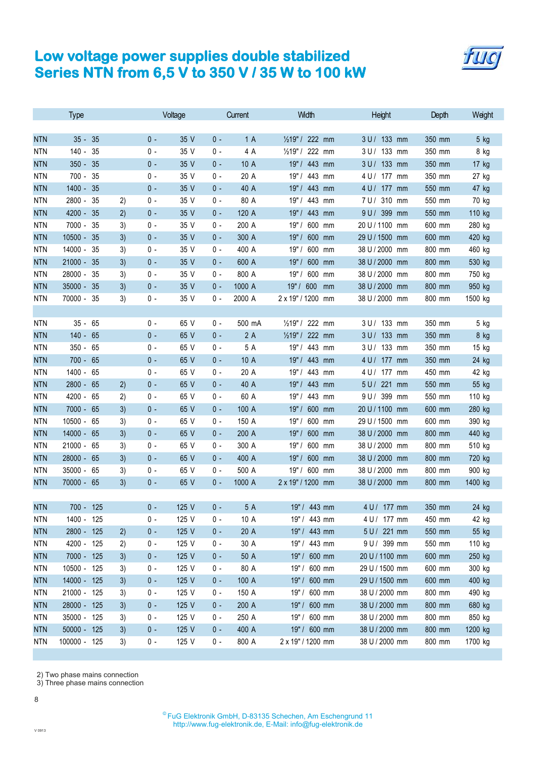# Low voltage power supplies double stabilized
# Series NTN from 6,5 V to 350 V / 35 W to 100 kW

| Type | | | Voltage | Current | Width | Height | Depth | Weight |
|---|---|---|---|---|---|---|---|---|
| NTN | 35 - 35 | | 0 - 35 V | 0 - 1 A | ½19" / 222 mm | 3 U / 133 mm | 350 mm | 5 kg |
| NTN | 140 - 35 | | 0 - 35 V | 0 - 4 A | ½19" / 222 mm | 3 U / 133 mm | 350 mm | 8 kg |
| NTN | 350 - 35 | | 0 - 35 V | 0 - 10 A | 19" / 443 mm | 3 U / 133 mm | 350 mm | 17 kg |
| NTN | 700 - 35 | | 0 - 35 V | 0 - 20 A | 19" / 443 mm | 4 U / 177 mm | 350 mm | 27 kg |
| NTN | 1400 - 35 | | 0 - 35 V | 0 - 40 A | 19" / 443 mm | 4 U / 177 mm | 550 mm | 47 kg |
| NTN | 2800 - 35 | 2) | 0 - 35 V | 0 - 80 A | 19" / 443 mm | 7 U / 310 mm | 550 mm | 70 kg |
| NTN | 4200 - 35 | 2) | 0 - 35 V | 0 - 120 A | 19" / 443 mm | 9 U / 399 mm | 550 mm | 110 kg |
| NTN | 7000 - 35 | 3) | 0 - 35 V | 0 - 200 A | 19" / 600 mm | 20 U / 1100 mm | 600 mm | 280 kg |
| NTN | 10500 - 35 | 3) | 0 - 35 V | 0 - 300 A | 19" / 600 mm | 29 U / 1500 mm | 600 mm | 420 kg |
| NTN | 14000 - 35 | 3) | 0 - 35 V | 0 - 400 A | 19" / 600 mm | 38 U / 2000 mm | 800 mm | 460 kg |
| NTN | 21000 - 35 | 3) | 0 - 35 V | 0 - 600 A | 19" / 600 mm | 38 U / 2000 mm | 800 mm | 530 kg |
| NTN | 28000 - 35 | 3) | 0 - 35 V | 0 - 800 A | 19" / 600 mm | 38 U / 2000 mm | 800 mm | 750 kg |
| NTN | 35000 - 35 | 3) | 0 - 35 V | 0 - 1000 A | 19" / 600 mm | 38 U / 2000 mm | 800 mm | 950 kg |
| NTN | 70000 - 35 | 3) | 0 - 35 V | 0 - 2000 A | 2 x 19" / 1200 mm | 38 U / 2000 mm | 800 mm | 1500 kg |
| | | | | | | | | |
| NTN | 35 - 65 | | 0 - 65 V | 0 - 500 mA | ½19" / 222 mm | 3 U / 133 mm | 350 mm | 5 kg |
| NTN | 140 - 65 | | 0 - 65 V | 0 - 2 A | ½19" / 222 mm | 3 U / 133 mm | 350 mm | 8 kg |
| NTN | 350 - 65 | | 0 - 65 V | 0 - 5 A | 19" / 443 mm | 3 U / 133 mm | 350 mm | 15 kg |
| NTN | 700 - 65 | | 0 - 65 V | 0 - 10 A | 19" / 443 mm | 4 U / 177 mm | 350 mm | 24 kg |
| NTN | 1400 - 65 | | 0 - 65 V | 0 - 20 A | 19" / 443 mm | 4 U / 177 mm | 450 mm | 42 kg |
| NTN | 2800 - 65 | 2) | 0 - 65 V | 0 - 40 A | 19" / 443 mm | 5 U / 221 mm | 550 mm | 55 kg |
| NTN | 4200 - 65 | 2) | 0 - 65 V | 0 - 60 A | 19" / 443 mm | 9 U / 399 mm | 550 mm | 110 kg |
| NTN | 7000 - 65 | 3) | 0 - 65 V | 0 - 100 A | 19" / 600 mm | 20 U / 1100 mm | 600 mm | 280 kg |
| NTN | 10500 - 65 | 3) | 0 - 65 V | 0 - 150 A | 19" / 600 mm | 29 U / 1500 mm | 600 mm | 390 kg |
| NTN | 14000 - 65 | 3) | 0 - 65 V | 0 - 200 A | 19" / 600 mm | 38 U / 2000 mm | 800 mm | 440 kg |
| NTN | 21000 - 65 | 3) | 0 - 65 V | 0 - 300 A | 19" / 600 mm | 38 U / 2000 mm | 800 mm | 510 kg |
| NTN | 28000 - 65 | 3) | 0 - 65 V | 0 - 400 A | 19" / 600 mm | 38 U / 2000 mm | 800 mm | 720 kg |
| NTN | 35000 - 65 | 3) | 0 - 65 V | 0 - 500 A | 19" / 600 mm | 38 U / 2000 mm | 800 mm | 900 kg |
| NTN | 70000 - 65 | 3) | 0 - 65 V | 0 - 1000 A | 2 x 19" / 1200 mm | 38 U / 2000 mm | 800 mm | 1400 kg |
| | | | | | | | | |
| NTN | 700 - 125 | | 0 - 125 V | 0 - 5 A | 19" / 443 mm | 4 U / 177 mm | 350 mm | 24 kg |
| NTN | 1400 - 125 | | 0 - 125 V | 0 - 10 A | 19" / 443 mm | 4 U / 177 mm | 450 mm | 42 kg |
| NTN | 2800 - 125 | 2) | 0 - 125 V | 0 - 20 A | 19" / 443 mm | 5 U / 221 mm | 550 mm | 55 kg |
| NTN | 4200 - 125 | 2) | 0 - 125 V | 0 - 30 A | 19" / 443 mm | 9 U / 399 mm | 550 mm | 110 kg |
| NTN | 7000 - 125 | 3) | 0 - 125 V | 0 - 50 A | 19" / 600 mm | 20 U / 1100 mm | 600 mm | 250 kg |
| NTN | 10500 - 125 | 3) | 0 - 125 V | 0 - 80 A | 19" / 600 mm | 29 U / 1500 mm | 600 mm | 300 kg |
| NTN | 14000 - 125 | 3) | 0 - 125 V | 0 - 100 A | 19" / 600 mm | 29 U / 1500 mm | 600 mm | 400 kg |
| NTN | 21000 - 125 | 3) | 0 - 125 V | 0 - 150 A | 19" / 600 mm | 38 U / 2000 mm | 800 mm | 490 kg |
| NTN | 28000 - 125 | 3) | 0 - 125 V | 0 - 200 A | 19" / 600 mm | 38 U / 2000 mm | 800 mm | 680 kg |
| NTN | 35000 - 125 | 3) | 0 - 125 V | 0 - 250 A | 19" / 600 mm | 38 U / 2000 mm | 800 mm | 850 kg |
| NTN | 50000 - 125 | 3) | 0 - 125 V | 0 - 400 A | 19" / 600 mm | 38 U / 2000 mm | 800 mm | 1200 kg |
| NTN | 100000 - 125 | 3) | 0 - 125 V | 0 - 800 A | 2 x 19" / 1200 mm | 38 U / 2000 mm | 800 mm | 1700 kg |

2) Two phase mains connection
3) Three phase mains connection

© FuG Elektronik GmbH, D-83135 Schechen, Am Eschengrund 11
http://www.fug-elektronik.de, E-Mail: info@fug-elektronik.de

V 0913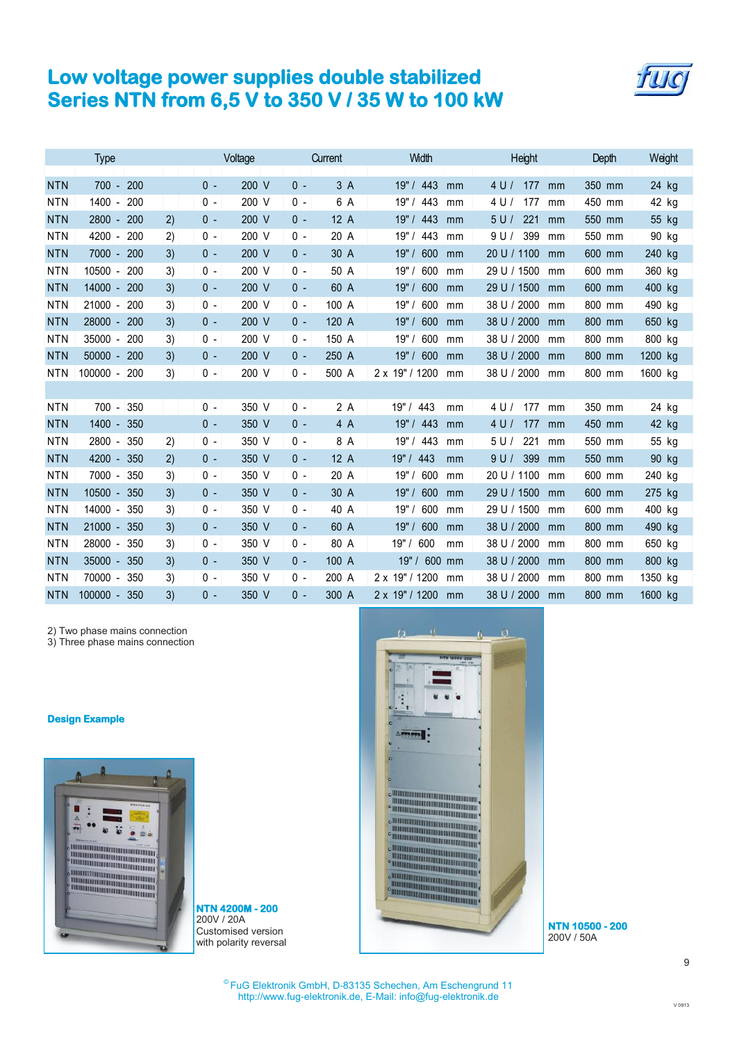# Low voltage power supplies double stabilized
# Series NTN from 6,5 V to 350 V / 35 W to 100 kW

| Type | | Voltage | Current | Width | Height | Depth | Weight |
|---|---|---|---|---|---|---|---|
| NTN 700 - 200 | | 0 - 200 V | 0 - 3 A | 19" / 443 mm | 4 U / 177 mm | 350 mm | 24 kg |
| NTN 1400 - 200 | | 0 - 200 V | 0 - 6 A | 19" / 443 mm | 4 U / 177 mm | 450 mm | 42 kg |
| NTN 2800 - 200 | 2) | 0 - 200 V | 0 - 12 A | 19" / 443 mm | 5 U / 221 mm | 550 mm | 55 kg |
| NTN 4200 - 200 | 2) | 0 - 200 V | 0 - 20 A | 19" / 443 mm | 9 U / 399 mm | 550 mm | 90 kg |
| NTN 7000 - 200 | 3) | 0 - 200 V | 0 - 30 A | 19" / 600 mm | 20 U / 1100 mm | 600 mm | 240 kg |
| NTN 10500 - 200 | 3) | 0 - 200 V | 0 - 50 A | 19" / 600 mm | 29 U / 1500 mm | 600 mm | 360 kg |
| NTN 14000 - 200 | 3) | 0 - 200 V | 0 - 60 A | 19" / 600 mm | 29 U / 1500 mm | 600 mm | 400 kg |
| NTN 21000 - 200 | 3) | 0 - 200 V | 0 - 100 A | 19" / 600 mm | 38 U / 2000 mm | 800 mm | 490 kg |
| NTN 28000 - 200 | 3) | 0 - 200 V | 0 - 120 A | 19" / 600 mm | 38 U / 2000 mm | 800 mm | 650 kg |
| NTN 35000 - 200 | 3) | 0 - 200 V | 0 - 150 A | 19" / 600 mm | 38 U / 2000 mm | 800 mm | 800 kg |
| NTN 50000 - 200 | 3) | 0 - 200 V | 0 - 250 A | 19" / 600 mm | 38 U / 2000 mm | 800 mm | 1200 kg |
| NTN 100000 - 200 | 3) | 0 - 200 V | 0 - 500 A | 2 x 19" / 1200 mm | 38 U / 2000 mm | 800 mm | 1600 kg |
| | | | | | | | |
| NTN 700 - 350 | | 0 - 350 V | 0 - 2 A | 19" / 443 mm | 4 U / 177 mm | 350 mm | 24 kg |
| NTN 1400 - 350 | | 0 - 350 V | 0 - 4 A | 19" / 443 mm | 4 U / 177 mm | 450 mm | 42 kg |
| NTN 2800 - 350 | 2) | 0 - 350 V | 0 - 8 A | 19" / 443 mm | 5 U / 221 mm | 550 mm | 55 kg |
| NTN 4200 - 350 | 2) | 0 - 350 V | 0 - 12 A | 19" / 443 mm | 9 U / 399 mm | 550 mm | 90 kg |
| NTN 7000 - 350 | 3) | 0 - 350 V | 0 - 20 A | 19" / 600 mm | 20 U / 1100 mm | 600 mm | 240 kg |
| NTN 10500 - 350 | 3) | 0 - 350 V | 0 - 30 A | 19" / 600 mm | 29 U / 1500 mm | 600 mm | 275 kg |
| NTN 14000 - 350 | 3) | 0 - 350 V | 0 - 40 A | 19" / 600 mm | 29 U / 1500 mm | 600 mm | 400 kg |
| NTN 21000 - 350 | 3) | 0 - 350 V | 0 - 60 A | 19" / 600 mm | 38 U / 2000 mm | 800 mm | 490 kg |
| NTN 28000 - 350 | 3) | 0 - 350 V | 0 - 80 A | 19" / 600 mm | 38 U / 2000 mm | 800 mm | 650 kg |
| NTN 35000 - 350 | 3) | 0 - 350 V | 0 - 100 A | 19" / 600 mm | 38 U / 2000 mm | 800 mm | 800 kg |
| NTN 70000 - 350 | 3) | 0 - 350 V | 0 - 200 A | 2 x 19" / 1200 mm | 38 U / 2000 mm | 800 mm | 1350 kg |
| NTN 100000 - 350 | 3) | 0 - 350 V | 0 - 300 A | 2 x 19" / 1200 mm | 38 U / 2000 mm | 800 mm | 1600 kg |

2) Two phase mains connection
3) Three phase mains connection

**Design Example**

**NTN 4200M - 200**
200V / 20A
Customised version
with polarity reversal

**NTN 10500 - 200**
200V / 50A

© FuG Elektronik GmbH, D-83135 Schechen, Am Eschengrund 11
http://www.fug-elektronik.de, E-Mail: info@fug-elektronik.de